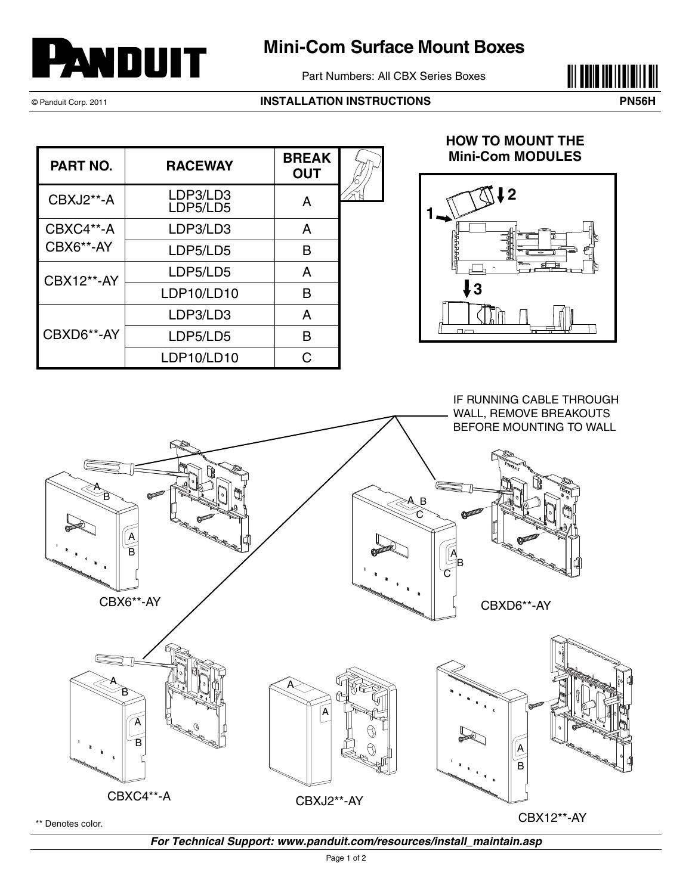# Mini-Com Surface Mount Boxes

Part Numbers: All CBX Series Boxes

© Panduit Corp. 2011

**INSTALLATION INSTRUCTIONS**

**PN56H**

| PART NO. | RACEWAY | BREAK OUT |
|---|---|---|
| CBXJ2**-A | LDP3/LD3 LDP5/LD5 | A |
| CBXC4**-A CBX6**-AY | LDP3/LD3 | A |
| | LDP5/LD5 | B |
| CBX12**-AY | LDP5/LD5 | A |
| | LDP10/LD10 | B |
| CBXD6**-AY | LDP3/LD3 | A |
| | LDP5/LD5 | B |
| | LDP10/LD10 | C |

**HOW TO MOUNT THE Mini-Com MODULES**

1
2
3

IF RUNNING CABLE THROUGH WALL, REMOVE BREAKOUTS BEFORE MOUNTING TO WALL

CBX6**-AY

CBXD6**-AY

CBXC4**-A

CBXJ2**-AY

CBX12**-AY

** Denotes color.

*For Technical Support: www.panduit.com/resources/install_maintain.asp*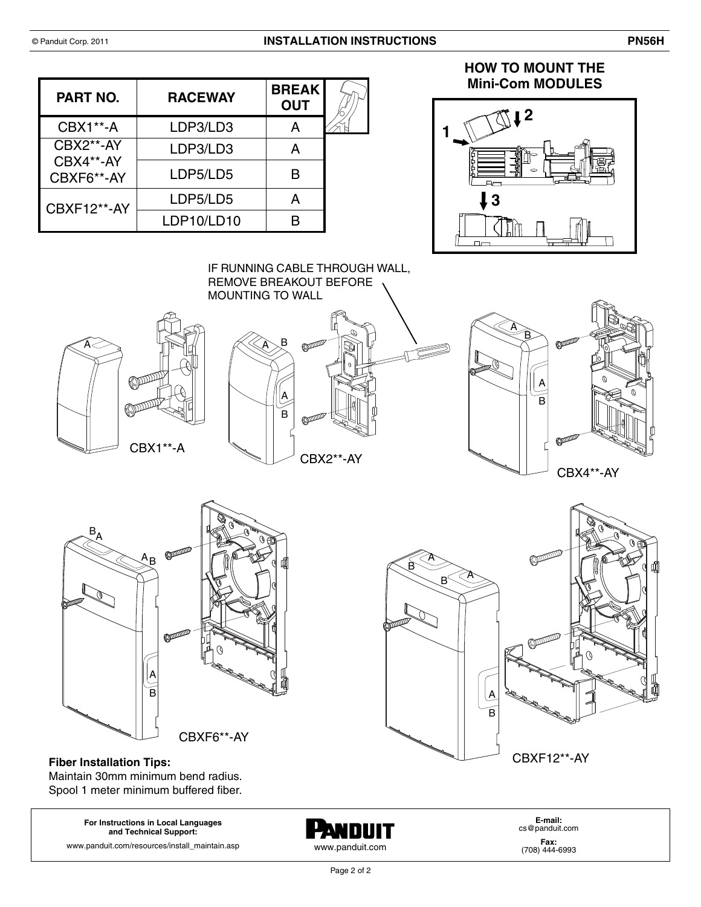| PART NO. | RACEWAY | BREAK OUT |
|---|---|---|
| CBX1**-A | LDP3/LD3 | A |
| CBX2**-AY<br>CBX4**-AY<br>CBXF6**-AY | LDP3/LD3 | A |
| | LDP5/LD5 | B |
| CBXF12**-AY | LDP5/LD5 | A |
| | LDP10/LD10 | B |

## HOW TO MOUNT THE Mini-Com MODULES

1

2

3

IF RUNNING CABLE THROUGH WALL, REMOVE BREAKOUT BEFORE MOUNTING TO WALL

A

CBX1**-A

A B

A B

CBX2**-AY

A B

A B

CBX4**-AY

B A

A B

A B

CBXF6**-AY

B A

B A

A B

CBXF12**-AY

**Fiber Installation Tips:**
Maintain 30mm minimum bend radius.
Spool 1 meter minimum buffered fiber.

**For Instructions in Local Languages and Technical Support:**
www.panduit.com/resources/install_maintain.asp

PANDUIT
www.panduit.com

**E-mail:**
cs@panduit.com

**Fax:**
(708) 444-6993